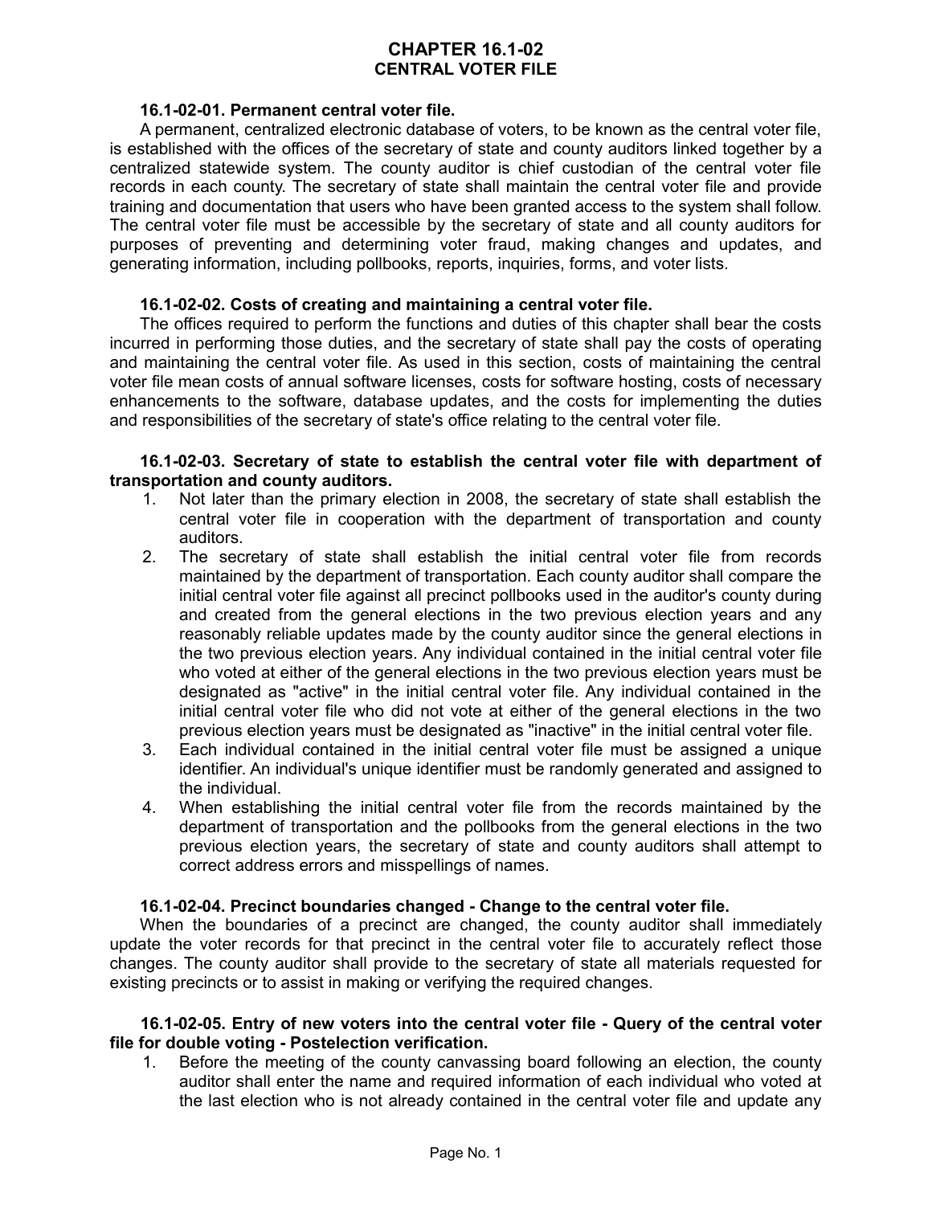# CHAPTER 16.1-02
# CENTRAL VOTER FILE

**16.1-02-01. Permanent central voter file.**

A permanent, centralized electronic database of voters, to be known as the central voter file, is established with the offices of the secretary of state and county auditors linked together by a centralized statewide system. The county auditor is chief custodian of the central voter file records in each county. The secretary of state shall maintain the central voter file and provide training and documentation that users who have been granted access to the system shall follow. The central voter file must be accessible by the secretary of state and all county auditors for purposes of preventing and determining voter fraud, making changes and updates, and generating information, including pollbooks, reports, inquiries, forms, and voter lists.

**16.1-02-02. Costs of creating and maintaining a central voter file.**

The offices required to perform the functions and duties of this chapter shall bear the costs incurred in performing those duties, and the secretary of state shall pay the costs of operating and maintaining the central voter file. As used in this section, costs of maintaining the central voter file mean costs of annual software licenses, costs for software hosting, costs of necessary enhancements to the software, database updates, and the costs for implementing the duties and responsibilities of the secretary of state's office relating to the central voter file.

**16.1-02-03. Secretary of state to establish the central voter file with department of transportation and county auditors.**

1. Not later than the primary election in 2008, the secretary of state shall establish the central voter file in cooperation with the department of transportation and county auditors.
2. The secretary of state shall establish the initial central voter file from records maintained by the department of transportation. Each county auditor shall compare the initial central voter file against all precinct pollbooks used in the auditor's county during and created from the general elections in the two previous election years and any reasonably reliable updates made by the county auditor since the general elections in the two previous election years. Any individual contained in the initial central voter file who voted at either of the general elections in the two previous election years must be designated as "active" in the initial central voter file. Any individual contained in the initial central voter file who did not vote at either of the general elections in the two previous election years must be designated as "inactive" in the initial central voter file.
3. Each individual contained in the initial central voter file must be assigned a unique identifier. An individual's unique identifier must be randomly generated and assigned to the individual.
4. When establishing the initial central voter file from the records maintained by the department of transportation and the pollbooks from the general elections in the two previous election years, the secretary of state and county auditors shall attempt to correct address errors and misspellings of names.

**16.1-02-04. Precinct boundaries changed - Change to the central voter file.**

When the boundaries of a precinct are changed, the county auditor shall immediately update the voter records for that precinct in the central voter file to accurately reflect those changes. The county auditor shall provide to the secretary of state all materials requested for existing precincts or to assist in making or verifying the required changes.

**16.1-02-05. Entry of new voters into the central voter file - Query of the central voter file for double voting - Postelection verification.**

1. Before the meeting of the county canvassing board following an election, the county auditor shall enter the name and required information of each individual who voted at the last election who is not already contained in the central voter file and update any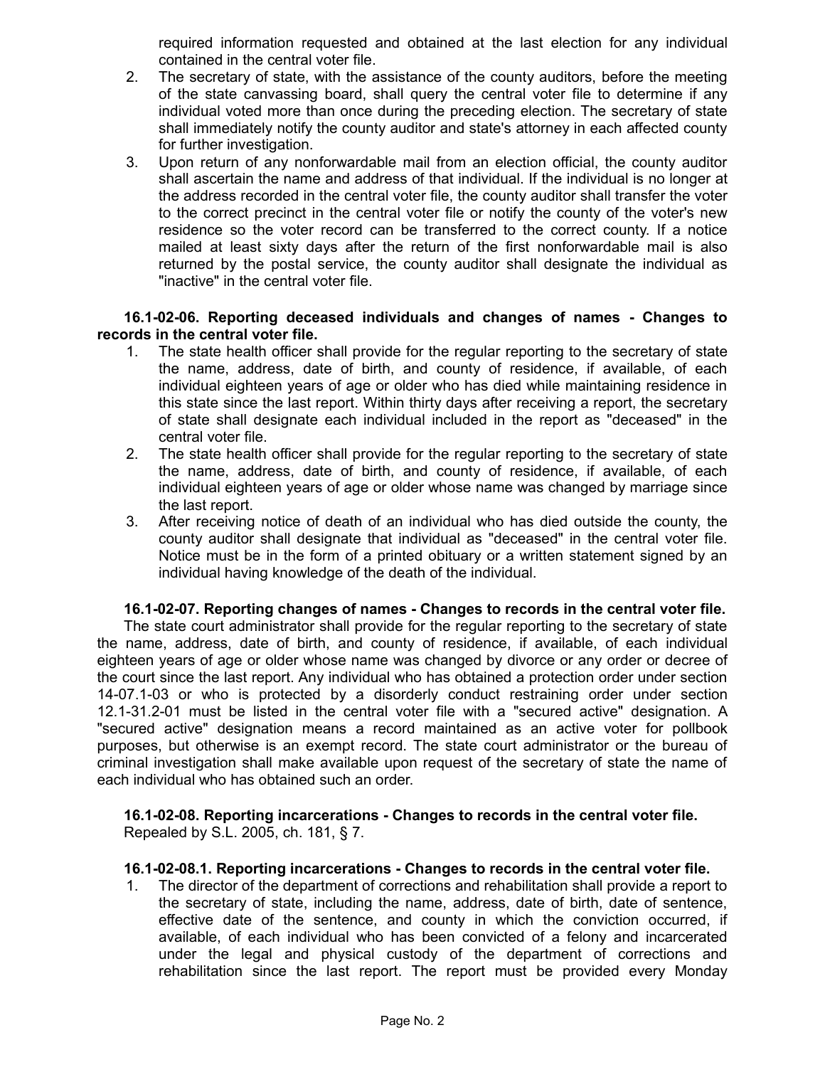required information requested and obtained at the last election for any individual contained in the central voter file.

2. The secretary of state, with the assistance of the county auditors, before the meeting of the state canvassing board, shall query the central voter file to determine if any individual voted more than once during the preceding election. The secretary of state shall immediately notify the county auditor and state's attorney in each affected county for further investigation.
3. Upon return of any nonforwardable mail from an election official, the county auditor shall ascertain the name and address of that individual. If the individual is no longer at the address recorded in the central voter file, the county auditor shall transfer the voter to the correct precinct in the central voter file or notify the county of the voter's new residence so the voter record can be transferred to the correct county. If a notice mailed at least sixty days after the return of the first nonforwardable mail is also returned by the postal service, the county auditor shall designate the individual as "inactive" in the central voter file.

**16.1-02-06. Reporting deceased individuals and changes of names - Changes to records in the central voter file.**

1. The state health officer shall provide for the regular reporting to the secretary of state the name, address, date of birth, and county of residence, if available, of each individual eighteen years of age or older who has died while maintaining residence in this state since the last report. Within thirty days after receiving a report, the secretary of state shall designate each individual included in the report as "deceased" in the central voter file.
2. The state health officer shall provide for the regular reporting to the secretary of state the name, address, date of birth, and county of residence, if available, of each individual eighteen years of age or older whose name was changed by marriage since the last report.
3. After receiving notice of death of an individual who has died outside the county, the county auditor shall designate that individual as "deceased" in the central voter file. Notice must be in the form of a printed obituary or a written statement signed by an individual having knowledge of the death of the individual.

**16.1-02-07. Reporting changes of names - Changes to records in the central voter file.**

The state court administrator shall provide for the regular reporting to the secretary of state the name, address, date of birth, and county of residence, if available, of each individual eighteen years of age or older whose name was changed by divorce or any order or decree of the court since the last report. Any individual who has obtained a protection order under section 14-07.1-03 or who is protected by a disorderly conduct restraining order under section 12.1-31.2-01 must be listed in the central voter file with a "secured active" designation. A "secured active" designation means a record maintained as an active voter for pollbook purposes, but otherwise is an exempt record. The state court administrator or the bureau of criminal investigation shall make available upon request of the secretary of state the name of each individual who has obtained such an order.

**16.1-02-08. Reporting incarcerations - Changes to records in the central voter file.**

Repealed by S.L. 2005, ch. 181, § 7.

**16.1-02-08.1. Reporting incarcerations - Changes to records in the central voter file.**

1. The director of the department of corrections and rehabilitation shall provide a report to the secretary of state, including the name, address, date of birth, date of sentence, effective date of the sentence, and county in which the conviction occurred, if available, of each individual who has been convicted of a felony and incarcerated under the legal and physical custody of the department of corrections and rehabilitation since the last report. The report must be provided every Monday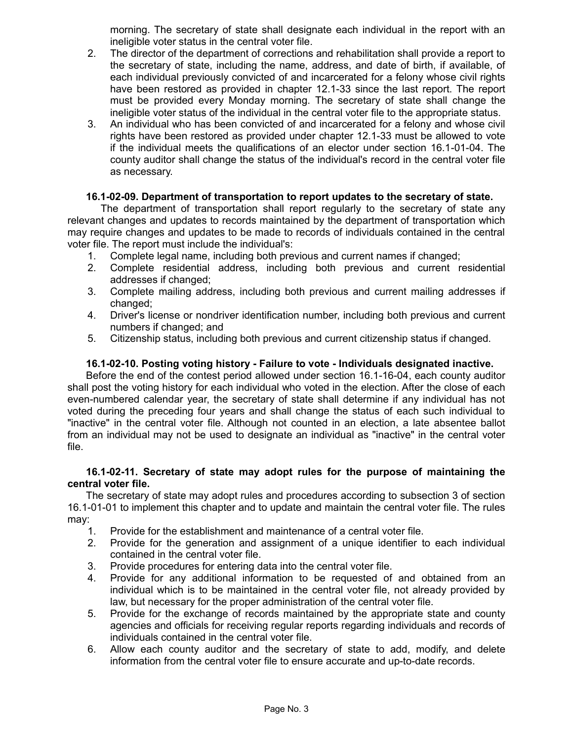morning. The secretary of state shall designate each individual in the report with an ineligible voter status in the central voter file.

2. The director of the department of corrections and rehabilitation shall provide a report to the secretary of state, including the name, address, and date of birth, if available, of each individual previously convicted of and incarcerated for a felony whose civil rights have been restored as provided in chapter 12.1-33 since the last report. The report must be provided every Monday morning. The secretary of state shall change the ineligible voter status of the individual in the central voter file to the appropriate status.
3. An individual who has been convicted of and incarcerated for a felony and whose civil rights have been restored as provided under chapter 12.1-33 must be allowed to vote if the individual meets the qualifications of an elector under section 16.1-01-04. The county auditor shall change the status of the individual's record in the central voter file as necessary.

**16.1-02-09. Department of transportation to report updates to the secretary of state.**

The department of transportation shall report regularly to the secretary of state any relevant changes and updates to records maintained by the department of transportation which may require changes and updates to be made to records of individuals contained in the central voter file. The report must include the individual's:

1. Complete legal name, including both previous and current names if changed;
2. Complete residential address, including both previous and current residential addresses if changed;
3. Complete mailing address, including both previous and current mailing addresses if changed;
4. Driver's license or nondriver identification number, including both previous and current numbers if changed; and
5. Citizenship status, including both previous and current citizenship status if changed.

**16.1-02-10. Posting voting history - Failure to vote - Individuals designated inactive.**

Before the end of the contest period allowed under section 16.1-16-04, each county auditor shall post the voting history for each individual who voted in the election. After the close of each even-numbered calendar year, the secretary of state shall determine if any individual has not voted during the preceding four years and shall change the status of each such individual to "inactive" in the central voter file. Although not counted in an election, a late absentee ballot from an individual may not be used to designate an individual as "inactive" in the central voter file.

**16.1-02-11. Secretary of state may adopt rules for the purpose of maintaining the central voter file.**

The secretary of state may adopt rules and procedures according to subsection 3 of section 16.1-01-01 to implement this chapter and to update and maintain the central voter file. The rules may:

1. Provide for the establishment and maintenance of a central voter file.
2. Provide for the generation and assignment of a unique identifier to each individual contained in the central voter file.
3. Provide procedures for entering data into the central voter file.
4. Provide for any additional information to be requested of and obtained from an individual which is to be maintained in the central voter file, not already provided by law, but necessary for the proper administration of the central voter file.
5. Provide for the exchange of records maintained by the appropriate state and county agencies and officials for receiving regular reports regarding individuals and records of individuals contained in the central voter file.
6. Allow each county auditor and the secretary of state to add, modify, and delete information from the central voter file to ensure accurate and up-to-date records.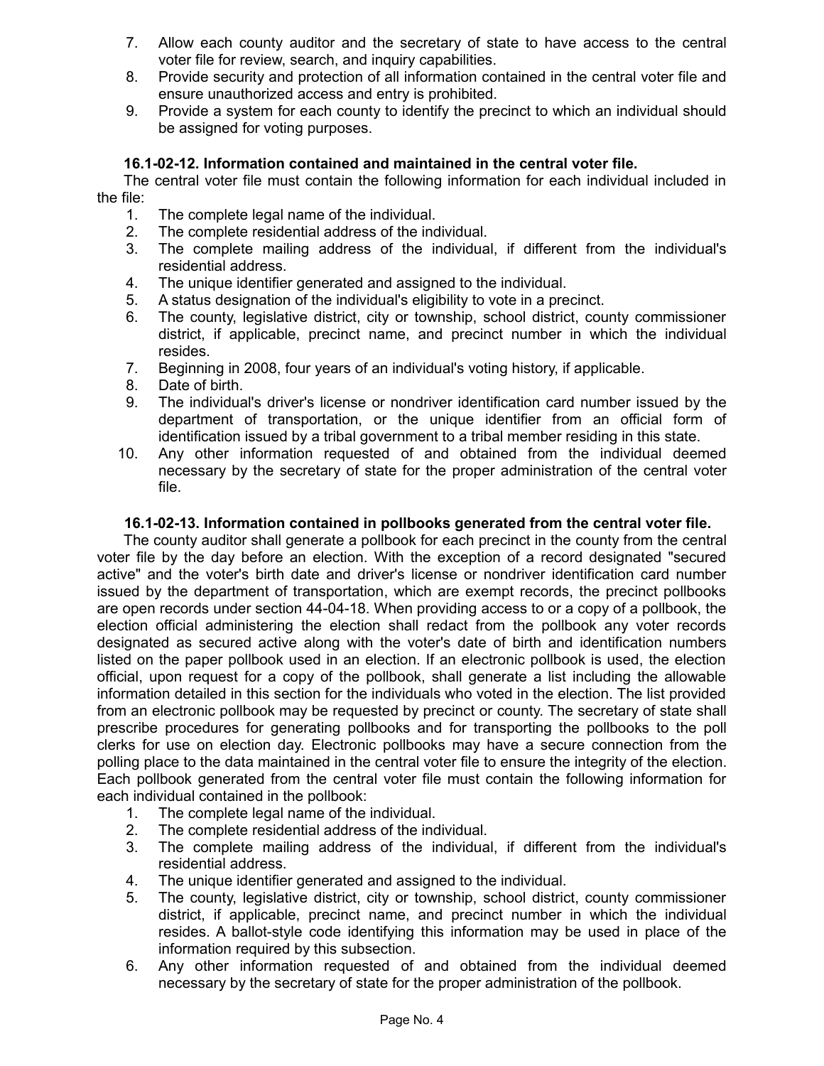7. Allow each county auditor and the secretary of state to have access to the central voter file for review, search, and inquiry capabilities.
8. Provide security and protection of all information contained in the central voter file and ensure unauthorized access and entry is prohibited.
9. Provide a system for each county to identify the precinct to which an individual should be assigned for voting purposes.

**16.1-02-12. Information contained and maintained in the central voter file.**

The central voter file must contain the following information for each individual included in the file:

1. The complete legal name of the individual.
2. The complete residential address of the individual.
3. The complete mailing address of the individual, if different from the individual's residential address.
4. The unique identifier generated and assigned to the individual.
5. A status designation of the individual's eligibility to vote in a precinct.
6. The county, legislative district, city or township, school district, county commissioner district, if applicable, precinct name, and precinct number in which the individual resides.
7. Beginning in 2008, four years of an individual's voting history, if applicable.
8. Date of birth.
9. The individual's driver's license or nondriver identification card number issued by the department of transportation, or the unique identifier from an official form of identification issued by a tribal government to a tribal member residing in this state.
10. Any other information requested of and obtained from the individual deemed necessary by the secretary of state for the proper administration of the central voter file.

**16.1-02-13. Information contained in pollbooks generated from the central voter file.**

The county auditor shall generate a pollbook for each precinct in the county from the central voter file by the day before an election. With the exception of a record designated "secured active" and the voter's birth date and driver's license or nondriver identification card number issued by the department of transportation, which are exempt records, the precinct pollbooks are open records under section 44-04-18. When providing access to or a copy of a pollbook, the election official administering the election shall redact from the pollbook any voter records designated as secured active along with the voter's date of birth and identification numbers listed on the paper pollbook used in an election. If an electronic pollbook is used, the election official, upon request for a copy of the pollbook, shall generate a list including the allowable information detailed in this section for the individuals who voted in the election. The list provided from an electronic pollbook may be requested by precinct or county. The secretary of state shall prescribe procedures for generating pollbooks and for transporting the pollbooks to the poll clerks for use on election day. Electronic pollbooks may have a secure connection from the polling place to the data maintained in the central voter file to ensure the integrity of the election. Each pollbook generated from the central voter file must contain the following information for each individual contained in the pollbook:

1. The complete legal name of the individual.
2. The complete residential address of the individual.
3. The complete mailing address of the individual, if different from the individual's residential address.
4. The unique identifier generated and assigned to the individual.
5. The county, legislative district, city or township, school district, county commissioner district, if applicable, precinct name, and precinct number in which the individual resides. A ballot-style code identifying this information may be used in place of the information required by this subsection.
6. Any other information requested of and obtained from the individual deemed necessary by the secretary of state for the proper administration of the pollbook.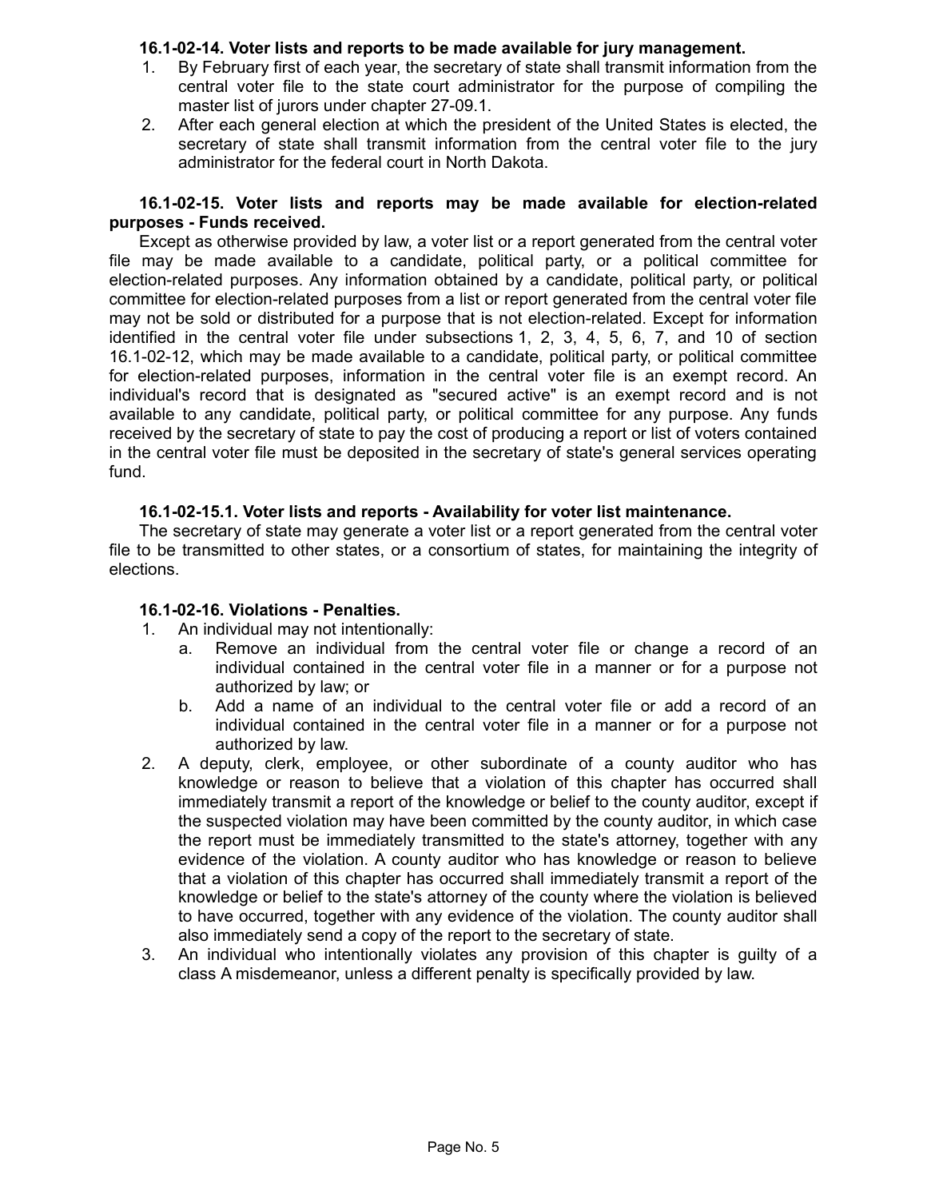**16.1-02-14. Voter lists and reports to be made available for jury management.**

1. By February first of each year, the secretary of state shall transmit information from the central voter file to the state court administrator for the purpose of compiling the master list of jurors under chapter 27-09.1.
2. After each general election at which the president of the United States is elected, the secretary of state shall transmit information from the central voter file to the jury administrator for the federal court in North Dakota.

**16.1-02-15. Voter lists and reports may be made available for election-related purposes - Funds received.**

Except as otherwise provided by law, a voter list or a report generated from the central voter file may be made available to a candidate, political party, or a political committee for election-related purposes. Any information obtained by a candidate, political party, or political committee for election-related purposes from a list or report generated from the central voter file may not be sold or distributed for a purpose that is not election-related. Except for information identified in the central voter file under subsections 1, 2, 3, 4, 5, 6, 7, and 10 of section 16.1-02-12, which may be made available to a candidate, political party, or political committee for election-related purposes, information in the central voter file is an exempt record. An individual's record that is designated as "secured active" is an exempt record and is not available to any candidate, political party, or political committee for any purpose. Any funds received by the secretary of state to pay the cost of producing a report or list of voters contained in the central voter file must be deposited in the secretary of state's general services operating fund.

**16.1-02-15.1. Voter lists and reports - Availability for voter list maintenance.**

The secretary of state may generate a voter list or a report generated from the central voter file to be transmitted to other states, or a consortium of states, for maintaining the integrity of elections.

**16.1-02-16. Violations - Penalties.**

1. An individual may not intentionally:
   a. Remove an individual from the central voter file or change a record of an individual contained in the central voter file in a manner or for a purpose not authorized by law; or
   b. Add a name of an individual to the central voter file or add a record of an individual contained in the central voter file in a manner or for a purpose not authorized by law.
2. A deputy, clerk, employee, or other subordinate of a county auditor who has knowledge or reason to believe that a violation of this chapter has occurred shall immediately transmit a report of the knowledge or belief to the county auditor, except if the suspected violation may have been committed by the county auditor, in which case the report must be immediately transmitted to the state's attorney, together with any evidence of the violation. A county auditor who has knowledge or reason to believe that a violation of this chapter has occurred shall immediately transmit a report of the knowledge or belief to the state's attorney of the county where the violation is believed to have occurred, together with any evidence of the violation. The county auditor shall also immediately send a copy of the report to the secretary of state.
3. An individual who intentionally violates any provision of this chapter is guilty of a class A misdemeanor, unless a different penalty is specifically provided by law.